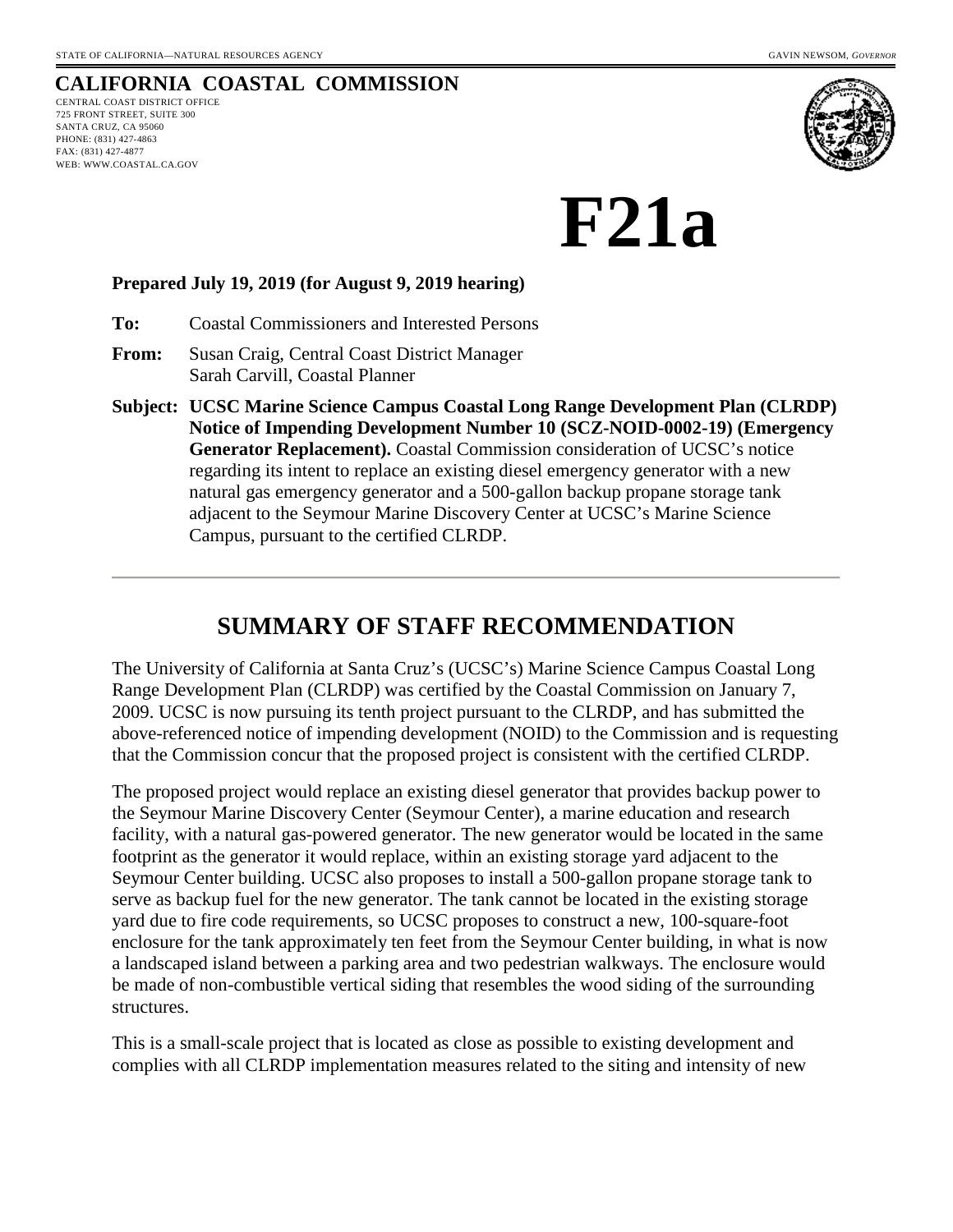STATE OF CALIFORNIA—NATURAL RESOURCES AGENCY GAVIN NEWSOM, *GOVERNOR*

# CALIFORNIA COASTAL COMMISSION

CENTRAL COAST DISTRICT OFFICE
725 FRONT STREET, SUITE 300
SANTA CRUZ, CA 95060
PHONE: (831) 427-4863
FAX: (831) 427-4877
WEB: WWW.COASTAL.CA.GOV

# F21a

**Prepared July 19, 2019 (for August 9, 2019 hearing)**

**To:** Coastal Commissioners and Interested Persons

**From:** Susan Craig, Central Coast District Manager
Sarah Carvill, Coastal Planner

**Subject: UCSC Marine Science Campus Coastal Long Range Development Plan (CLRDP) Notice of Impending Development Number 10 (SCZ-NOID-0002-19) (Emergency Generator Replacement).** Coastal Commission consideration of UCSC's notice regarding its intent to replace an existing diesel emergency generator with a new natural gas emergency generator and a 500-gallon backup propane storage tank adjacent to the Seymour Marine Discovery Center at UCSC's Marine Science Campus, pursuant to the certified CLRDP.

## SUMMARY OF STAFF RECOMMENDATION

The University of California at Santa Cruz's (UCSC's) Marine Science Campus Coastal Long Range Development Plan (CLRDP) was certified by the Coastal Commission on January 7, 2009. UCSC is now pursuing its tenth project pursuant to the CLRDP, and has submitted the above-referenced notice of impending development (NOID) to the Commission and is requesting that the Commission concur that the proposed project is consistent with the certified CLRDP.

The proposed project would replace an existing diesel generator that provides backup power to the Seymour Marine Discovery Center (Seymour Center), a marine education and research facility, with a natural gas-powered generator. The new generator would be located in the same footprint as the generator it would replace, within an existing storage yard adjacent to the Seymour Center building. UCSC also proposes to install a 500-gallon propane storage tank to serve as backup fuel for the new generator. The tank cannot be located in the existing storage yard due to fire code requirements, so UCSC proposes to construct a new, 100-square-foot enclosure for the tank approximately ten feet from the Seymour Center building, in what is now a landscaped island between a parking area and two pedestrian walkways. The enclosure would be made of non-combustible vertical siding that resembles the wood siding of the surrounding structures.

This is a small-scale project that is located as close as possible to existing development and complies with all CLRDP implementation measures related to the siting and intensity of new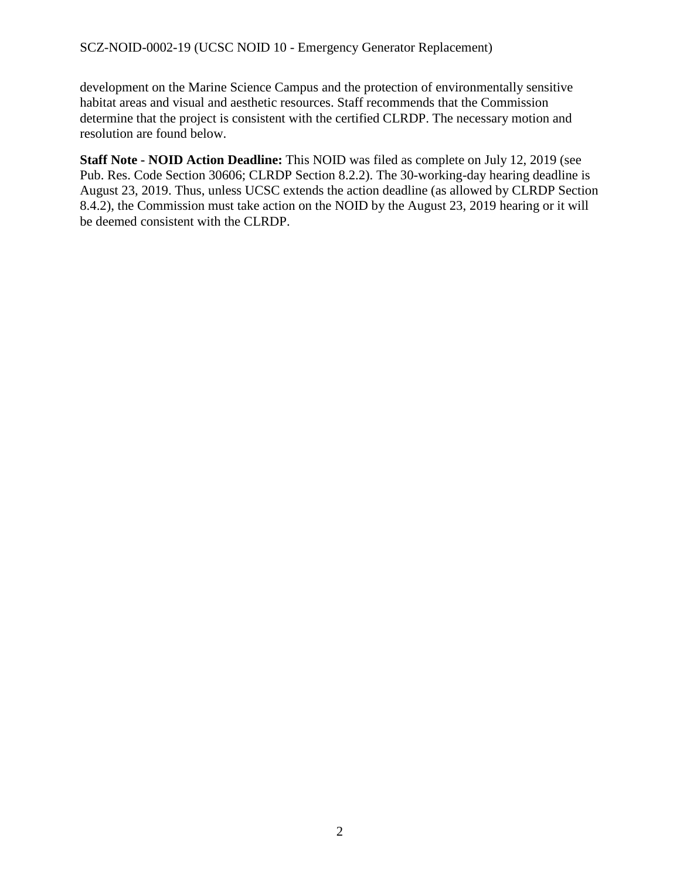development on the Marine Science Campus and the protection of environmentally sensitive habitat areas and visual and aesthetic resources. Staff recommends that the Commission determine that the project is consistent with the certified CLRDP. The necessary motion and resolution are found below.

**Staff Note - NOID Action Deadline:** This NOID was filed as complete on July 12, 2019 (see Pub. Res. Code Section 30606; CLRDP Section 8.2.2). The 30-working-day hearing deadline is August 23, 2019. Thus, unless UCSC extends the action deadline (as allowed by CLRDP Section 8.4.2), the Commission must take action on the NOID by the August 23, 2019 hearing or it will be deemed consistent with the CLRDP.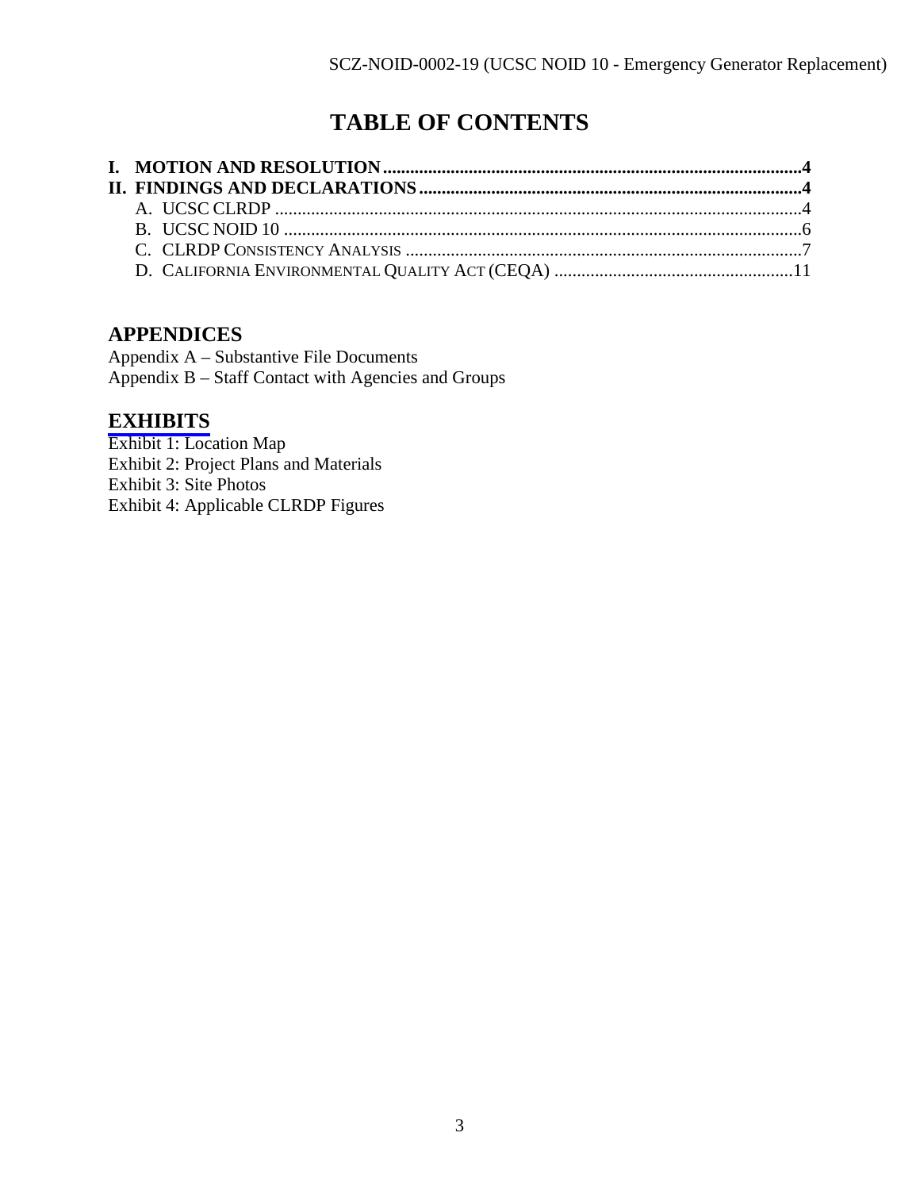# TABLE OF CONTENTS

**I. MOTION AND RESOLUTION** ........................................................................................4
**II. FINDINGS AND DECLARATIONS** ................................................................................4

- A. UCSC CLRDP ................................................................................................................4
- B. UCSC NOID 10 ..............................................................................................................6
- C. CLRDP CONSISTENCY ANALYSIS ..................................................................................7
- D. CALIFORNIA ENVIRONMENTAL QUALITY ACT (CEQA) ..................................................11

## APPENDICES

Appendix A – Substantive File Documents
Appendix B – Staff Contact with Agencies and Groups

## EXHIBITS

Exhibit 1: Location Map
Exhibit 2: Project Plans and Materials
Exhibit 3: Site Photos
Exhibit 4: Applicable CLRDP Figures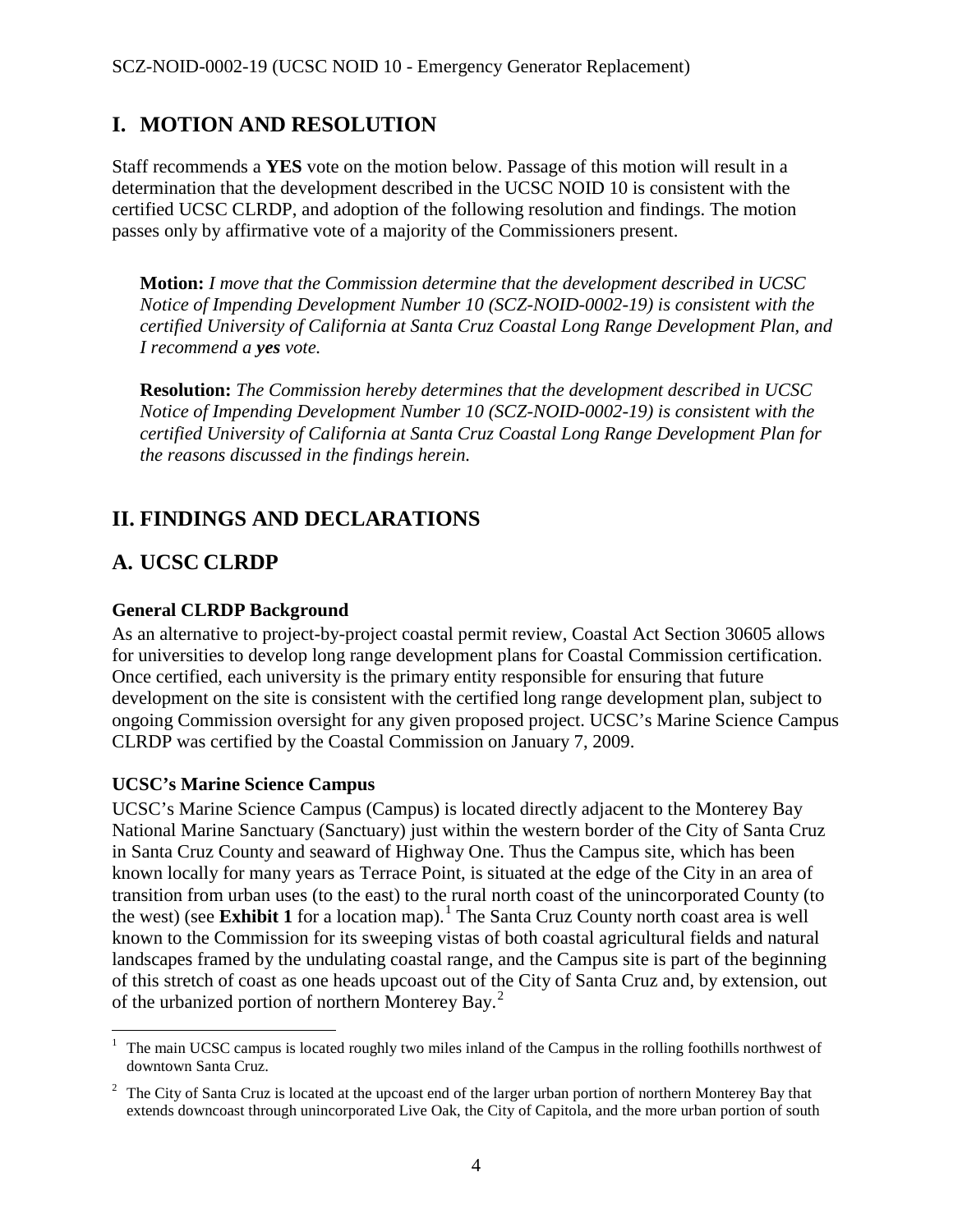# I. MOTION AND RESOLUTION

Staff recommends a **YES** vote on the motion below. Passage of this motion will result in a determination that the development described in the UCSC NOID 10 is consistent with the certified UCSC CLRDP, and adoption of the following resolution and findings. The motion passes only by affirmative vote of a majority of the Commissioners present.

> **Motion:** *I move that the Commission determine that the development described in UCSC Notice of Impending Development Number 10 (SCZ-NOID-0002-19) is consistent with the certified University of California at Santa Cruz Coastal Long Range Development Plan, and I recommend a **yes** vote.*
>
> **Resolution:** *The Commission hereby determines that the development described in UCSC Notice of Impending Development Number 10 (SCZ-NOID-0002-19) is consistent with the certified University of California at Santa Cruz Coastal Long Range Development Plan for the reasons discussed in the findings herein.*

# II. FINDINGS AND DECLARATIONS

## A. UCSC CLRDP

### General CLRDP Background

As an alternative to project-by-project coastal permit review, Coastal Act Section 30605 allows for universities to develop long range development plans for Coastal Commission certification. Once certified, each university is the primary entity responsible for ensuring that future development on the site is consistent with the certified long range development plan, subject to ongoing Commission oversight for any given proposed project. UCSC's Marine Science Campus CLRDP was certified by the Coastal Commission on January 7, 2009.

### UCSC's Marine Science Campus

UCSC's Marine Science Campus (Campus) is located directly adjacent to the Monterey Bay National Marine Sanctuary (Sanctuary) just within the western border of the City of Santa Cruz in Santa Cruz County and seaward of Highway One. Thus the Campus site, which has been known locally for many years as Terrace Point, is situated at the edge of the City in an area of transition from urban uses (to the east) to the rural north coast of the unincorporated County (to the west) (see **Exhibit 1** for a location map).[1] The Santa Cruz County north coast area is well known to the Commission for its sweeping vistas of both coastal agricultural fields and natural landscapes framed by the undulating coastal range, and the Campus site is part of the beginning of this stretch of coast as one heads upcoast out of the City of Santa Cruz and, by extension, out of the urbanized portion of northern Monterey Bay.[2]

---

[1] The main UCSC campus is located roughly two miles inland of the Campus in the rolling foothills northwest of downtown Santa Cruz.

[2] The City of Santa Cruz is located at the upcoast end of the larger urban portion of northern Monterey Bay that extends downcoast through unincorporated Live Oak, the City of Capitola, and the more urban portion of south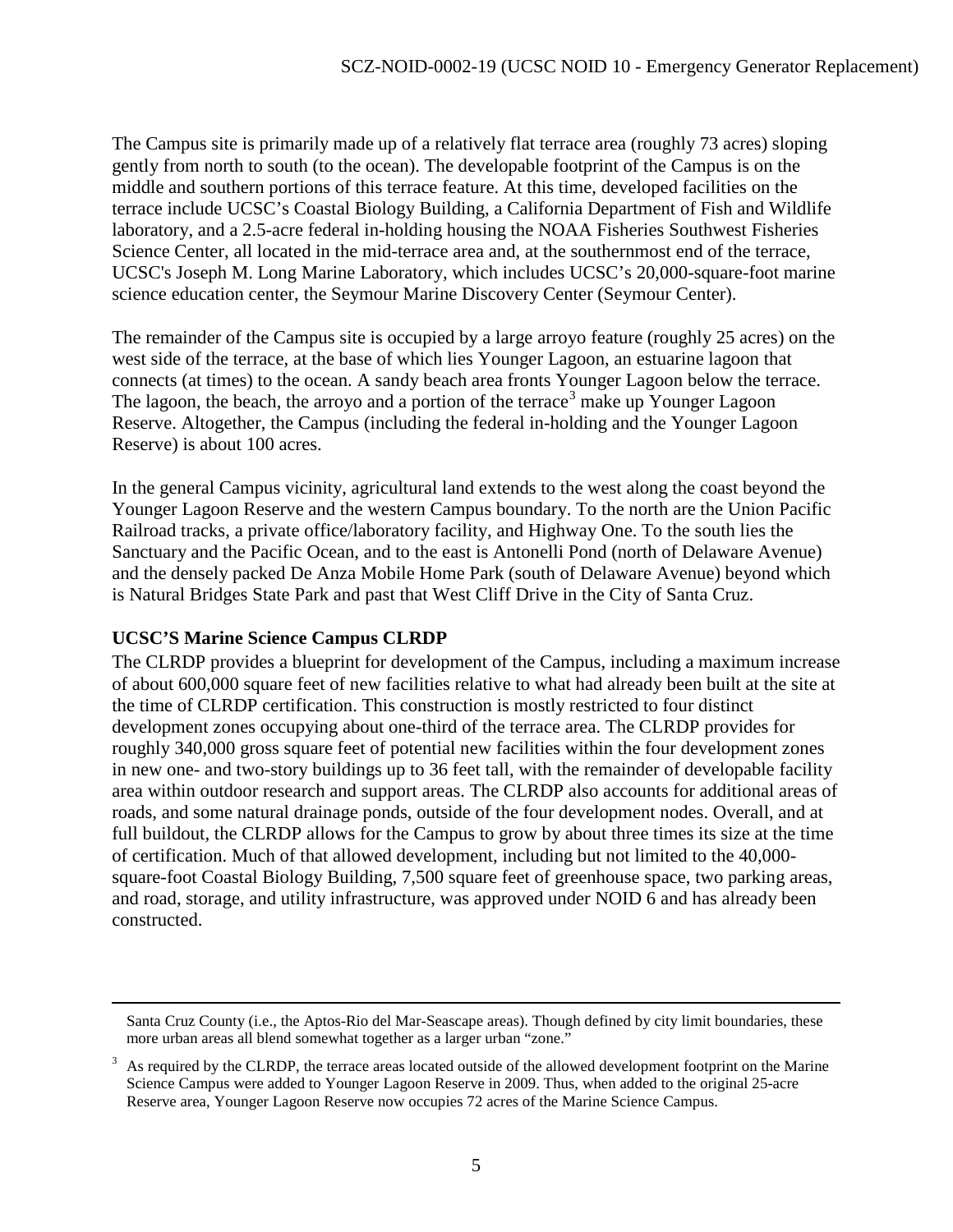The Campus site is primarily made up of a relatively flat terrace area (roughly 73 acres) sloping gently from north to south (to the ocean). The developable footprint of the Campus is on the middle and southern portions of this terrace feature. At this time, developed facilities on the terrace include UCSC's Coastal Biology Building, a California Department of Fish and Wildlife laboratory, and a 2.5-acre federal in-holding housing the NOAA Fisheries Southwest Fisheries Science Center, all located in the mid-terrace area and, at the southernmost end of the terrace, UCSC's Joseph M. Long Marine Laboratory, which includes UCSC's 20,000-square-foot marine science education center, the Seymour Marine Discovery Center (Seymour Center).

The remainder of the Campus site is occupied by a large arroyo feature (roughly 25 acres) on the west side of the terrace, at the base of which lies Younger Lagoon, an estuarine lagoon that connects (at times) to the ocean. A sandy beach area fronts Younger Lagoon below the terrace. The lagoon, the beach, the arroyo and a portion of the terrace[3] make up Younger Lagoon Reserve. Altogether, the Campus (including the federal in-holding and the Younger Lagoon Reserve) is about 100 acres.

In the general Campus vicinity, agricultural land extends to the west along the coast beyond the Younger Lagoon Reserve and the western Campus boundary. To the north are the Union Pacific Railroad tracks, a private office/laboratory facility, and Highway One. To the south lies the Sanctuary and the Pacific Ocean, and to the east is Antonelli Pond (north of Delaware Avenue) and the densely packed De Anza Mobile Home Park (south of Delaware Avenue) beyond which is Natural Bridges State Park and past that West Cliff Drive in the City of Santa Cruz.

**UCSC'S Marine Science Campus CLRDP**

The CLRDP provides a blueprint for development of the Campus, including a maximum increase of about 600,000 square feet of new facilities relative to what had already been built at the site at the time of CLRDP certification. This construction is mostly restricted to four distinct development zones occupying about one-third of the terrace area. The CLRDP provides for roughly 340,000 gross square feet of potential new facilities within the four development zones in new one- and two-story buildings up to 36 feet tall, with the remainder of developable facility area within outdoor research and support areas. The CLRDP also accounts for additional areas of roads, and some natural drainage ponds, outside of the four development nodes. Overall, and at full buildout, the CLRDP allows for the Campus to grow by about three times its size at the time of certification. Much of that allowed development, including but not limited to the 40,000-square-foot Coastal Biology Building, 7,500 square feet of greenhouse space, two parking areas, and road, storage, and utility infrastructure, was approved under NOID 6 and has already been constructed.

---

Santa Cruz County (i.e., the Aptos-Rio del Mar-Seascape areas). Though defined by city limit boundaries, these more urban areas all blend somewhat together as a larger urban "zone."

[3] As required by the CLRDP, the terrace areas located outside of the allowed development footprint on the Marine Science Campus were added to Younger Lagoon Reserve in 2009. Thus, when added to the original 25-acre Reserve area, Younger Lagoon Reserve now occupies 72 acres of the Marine Science Campus.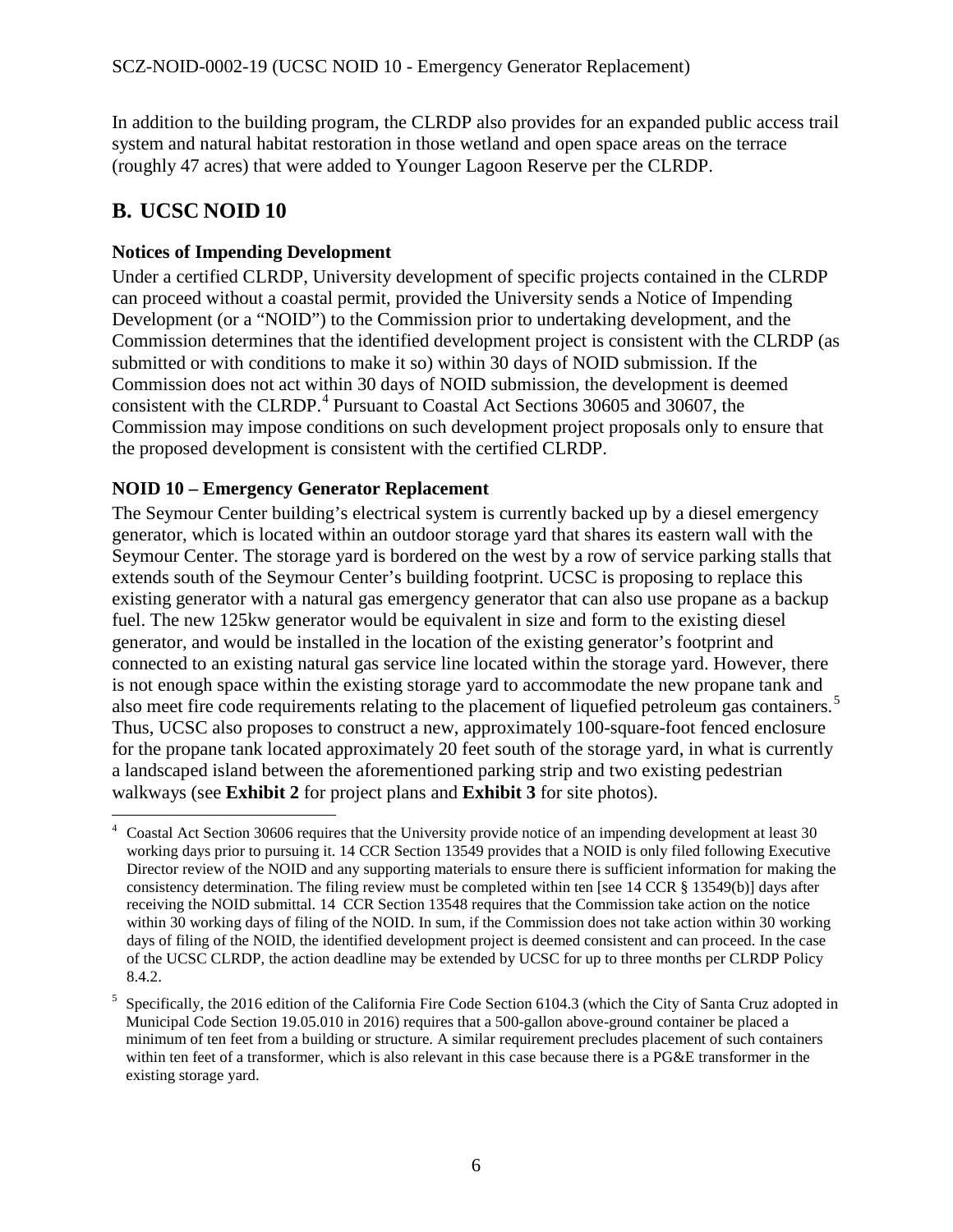In addition to the building program, the CLRDP also provides for an expanded public access trail system and natural habitat restoration in those wetland and open space areas on the terrace (roughly 47 acres) that were added to Younger Lagoon Reserve per the CLRDP.

## B. UCSC NOID 10

### Notices of Impending Development

Under a certified CLRDP, University development of specific projects contained in the CLRDP can proceed without a coastal permit, provided the University sends a Notice of Impending Development (or a "NOID") to the Commission prior to undertaking development, and the Commission determines that the identified development project is consistent with the CLRDP (as submitted or with conditions to make it so) within 30 days of NOID submission. If the Commission does not act within 30 days of NOID submission, the development is deemed consistent with the CLRDP.[4] Pursuant to Coastal Act Sections 30605 and 30607, the Commission may impose conditions on such development project proposals only to ensure that the proposed development is consistent with the certified CLRDP.

### NOID 10 – Emergency Generator Replacement

The Seymour Center building's electrical system is currently backed up by a diesel emergency generator, which is located within an outdoor storage yard that shares its eastern wall with the Seymour Center. The storage yard is bordered on the west by a row of service parking stalls that extends south of the Seymour Center's building footprint. UCSC is proposing to replace this existing generator with a natural gas emergency generator that can also use propane as a backup fuel. The new 125kw generator would be equivalent in size and form to the existing diesel generator, and would be installed in the location of the existing generator's footprint and connected to an existing natural gas service line located within the storage yard. However, there is not enough space within the existing storage yard to accommodate the new propane tank and also meet fire code requirements relating to the placement of liquefied petroleum gas containers.[5] Thus, UCSC also proposes to construct a new, approximately 100-square-foot fenced enclosure for the propane tank located approximately 20 feet south of the storage yard, in what is currently a landscaped island between the aforementioned parking strip and two existing pedestrian walkways (see **Exhibit 2** for project plans and **Exhibit 3** for site photos).

---

[4] Coastal Act Section 30606 requires that the University provide notice of an impending development at least 30 working days prior to pursuing it. 14 CCR Section 13549 provides that a NOID is only filed following Executive Director review of the NOID and any supporting materials to ensure there is sufficient information for making the consistency determination. The filing review must be completed within ten [see 14 CCR § 13549(b)] days after receiving the NOID submittal. 14 CCR Section 13548 requires that the Commission take action on the notice within 30 working days of filing of the NOID. In sum, if the Commission does not take action within 30 working days of filing of the NOID, the identified development project is deemed consistent and can proceed. In the case of the UCSC CLRDP, the action deadline may be extended by UCSC for up to three months per CLRDP Policy 8.4.2.

[5] Specifically, the 2016 edition of the California Fire Code Section 6104.3 (which the City of Santa Cruz adopted in Municipal Code Section 19.05.010 in 2016) requires that a 500-gallon above-ground container be placed a minimum of ten feet from a building or structure. A similar requirement precludes placement of such containers within ten feet of a transformer, which is also relevant in this case because there is a PG&E transformer in the existing storage yard.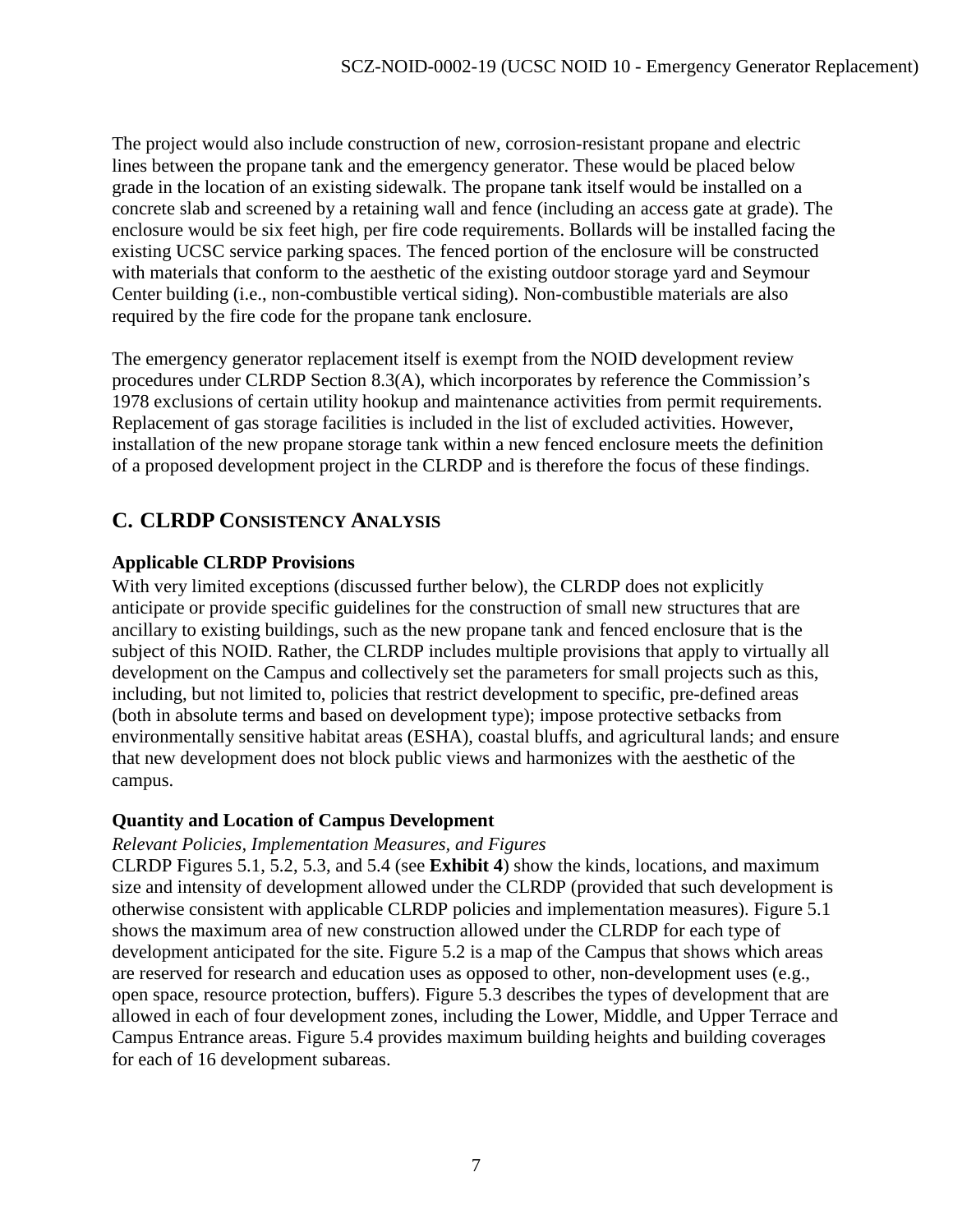The project would also include construction of new, corrosion-resistant propane and electric lines between the propane tank and the emergency generator. These would be placed below grade in the location of an existing sidewalk. The propane tank itself would be installed on a concrete slab and screened by a retaining wall and fence (including an access gate at grade). The enclosure would be six feet high, per fire code requirements. Bollards will be installed facing the existing UCSC service parking spaces. The fenced portion of the enclosure will be constructed with materials that conform to the aesthetic of the existing outdoor storage yard and Seymour Center building (i.e., non-combustible vertical siding). Non-combustible materials are also required by the fire code for the propane tank enclosure.

The emergency generator replacement itself is exempt from the NOID development review procedures under CLRDP Section 8.3(A), which incorporates by reference the Commission's 1978 exclusions of certain utility hookup and maintenance activities from permit requirements. Replacement of gas storage facilities is included in the list of excluded activities. However, installation of the new propane storage tank within a new fenced enclosure meets the definition of a proposed development project in the CLRDP and is therefore the focus of these findings.

## C. CLRDP Consistency Analysis

**Applicable CLRDP Provisions**

With very limited exceptions (discussed further below), the CLRDP does not explicitly anticipate or provide specific guidelines for the construction of small new structures that are ancillary to existing buildings, such as the new propane tank and fenced enclosure that is the subject of this NOID. Rather, the CLRDP includes multiple provisions that apply to virtually all development on the Campus and collectively set the parameters for small projects such as this, including, but not limited to, policies that restrict development to specific, pre-defined areas (both in absolute terms and based on development type); impose protective setbacks from environmentally sensitive habitat areas (ESHA), coastal bluffs, and agricultural lands; and ensure that new development does not block public views and harmonizes with the aesthetic of the campus.

**Quantity and Location of Campus Development**

*Relevant Policies, Implementation Measures, and Figures*

CLRDP Figures 5.1, 5.2, 5.3, and 5.4 (see **Exhibit 4**) show the kinds, locations, and maximum size and intensity of development allowed under the CLRDP (provided that such development is otherwise consistent with applicable CLRDP policies and implementation measures). Figure 5.1 shows the maximum area of new construction allowed under the CLRDP for each type of development anticipated for the site. Figure 5.2 is a map of the Campus that shows which areas are reserved for research and education uses as opposed to other, non-development uses (e.g., open space, resource protection, buffers). Figure 5.3 describes the types of development that are allowed in each of four development zones, including the Lower, Middle, and Upper Terrace and Campus Entrance areas. Figure 5.4 provides maximum building heights and building coverages for each of 16 development subareas.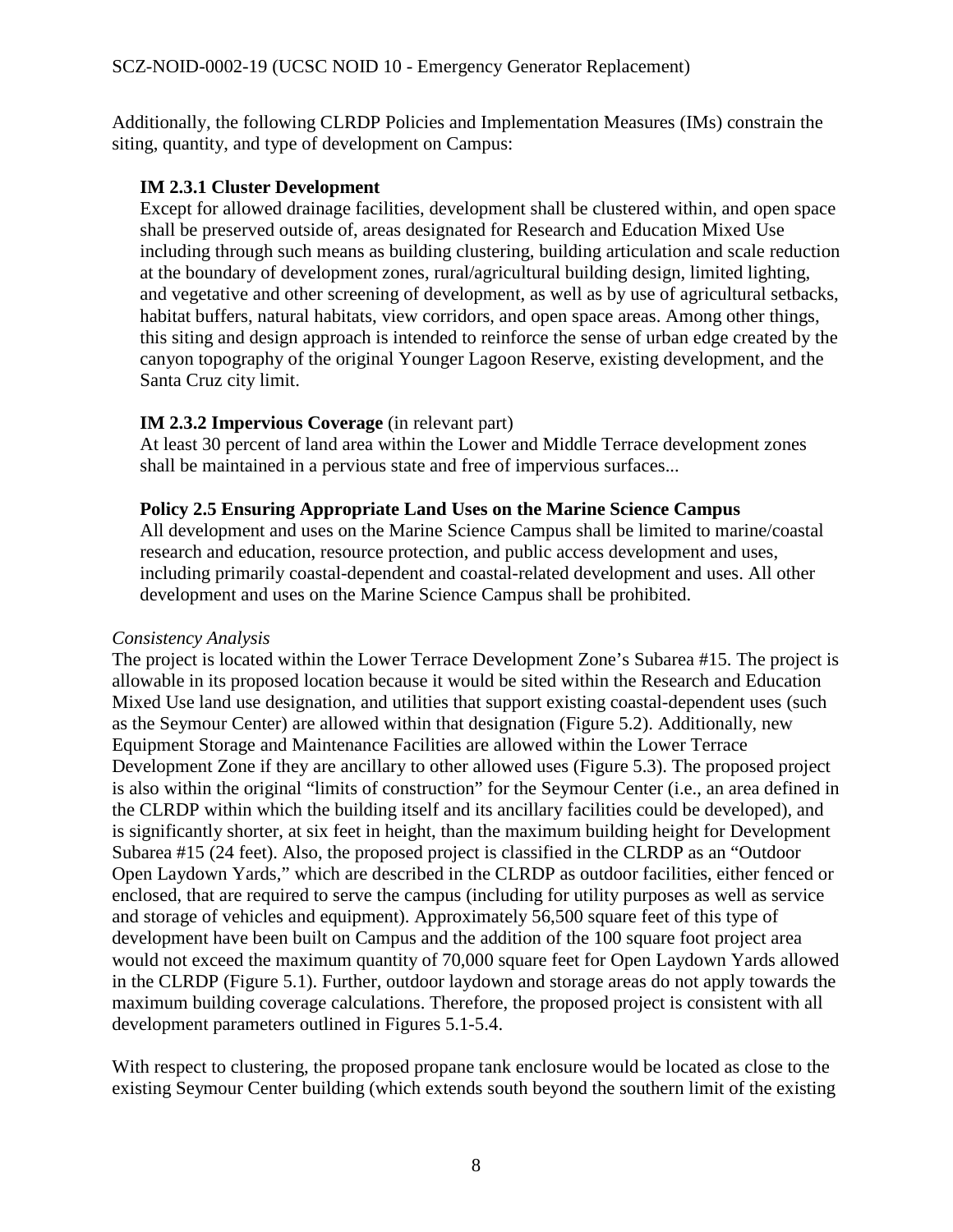Additionally, the following CLRDP Policies and Implementation Measures (IMs) constrain the siting, quantity, and type of development on Campus:

**IM 2.3.1 Cluster Development**
Except for allowed drainage facilities, development shall be clustered within, and open space shall be preserved outside of, areas designated for Research and Education Mixed Use including through such means as building clustering, building articulation and scale reduction at the boundary of development zones, rural/agricultural building design, limited lighting, and vegetative and other screening of development, as well as by use of agricultural setbacks, habitat buffers, natural habitats, view corridors, and open space areas. Among other things, this siting and design approach is intended to reinforce the sense of urban edge created by the canyon topography of the original Younger Lagoon Reserve, existing development, and the Santa Cruz city limit.

**IM 2.3.2 Impervious Coverage** (in relevant part)
At least 30 percent of land area within the Lower and Middle Terrace development zones shall be maintained in a pervious state and free of impervious surfaces...

**Policy 2.5 Ensuring Appropriate Land Uses on the Marine Science Campus**
All development and uses on the Marine Science Campus shall be limited to marine/coastal research and education, resource protection, and public access development and uses, including primarily coastal-dependent and coastal-related development and uses. All other development and uses on the Marine Science Campus shall be prohibited.

*Consistency Analysis*
The project is located within the Lower Terrace Development Zone's Subarea #15. The project is allowable in its proposed location because it would be sited within the Research and Education Mixed Use land use designation, and utilities that support existing coastal-dependent uses (such as the Seymour Center) are allowed within that designation (Figure 5.2). Additionally, new Equipment Storage and Maintenance Facilities are allowed within the Lower Terrace Development Zone if they are ancillary to other allowed uses (Figure 5.3). The proposed project is also within the original "limits of construction" for the Seymour Center (i.e., an area defined in the CLRDP within which the building itself and its ancillary facilities could be developed), and is significantly shorter, at six feet in height, than the maximum building height for Development Subarea #15 (24 feet). Also, the proposed project is classified in the CLRDP as an "Outdoor Open Laydown Yards," which are described in the CLRDP as outdoor facilities, either fenced or enclosed, that are required to serve the campus (including for utility purposes as well as service and storage of vehicles and equipment). Approximately 56,500 square feet of this type of development have been built on Campus and the addition of the 100 square foot project area would not exceed the maximum quantity of 70,000 square feet for Open Laydown Yards allowed in the CLRDP (Figure 5.1). Further, outdoor laydown and storage areas do not apply towards the maximum building coverage calculations. Therefore, the proposed project is consistent with all development parameters outlined in Figures 5.1-5.4.

With respect to clustering, the proposed propane tank enclosure would be located as close to the existing Seymour Center building (which extends south beyond the southern limit of the existing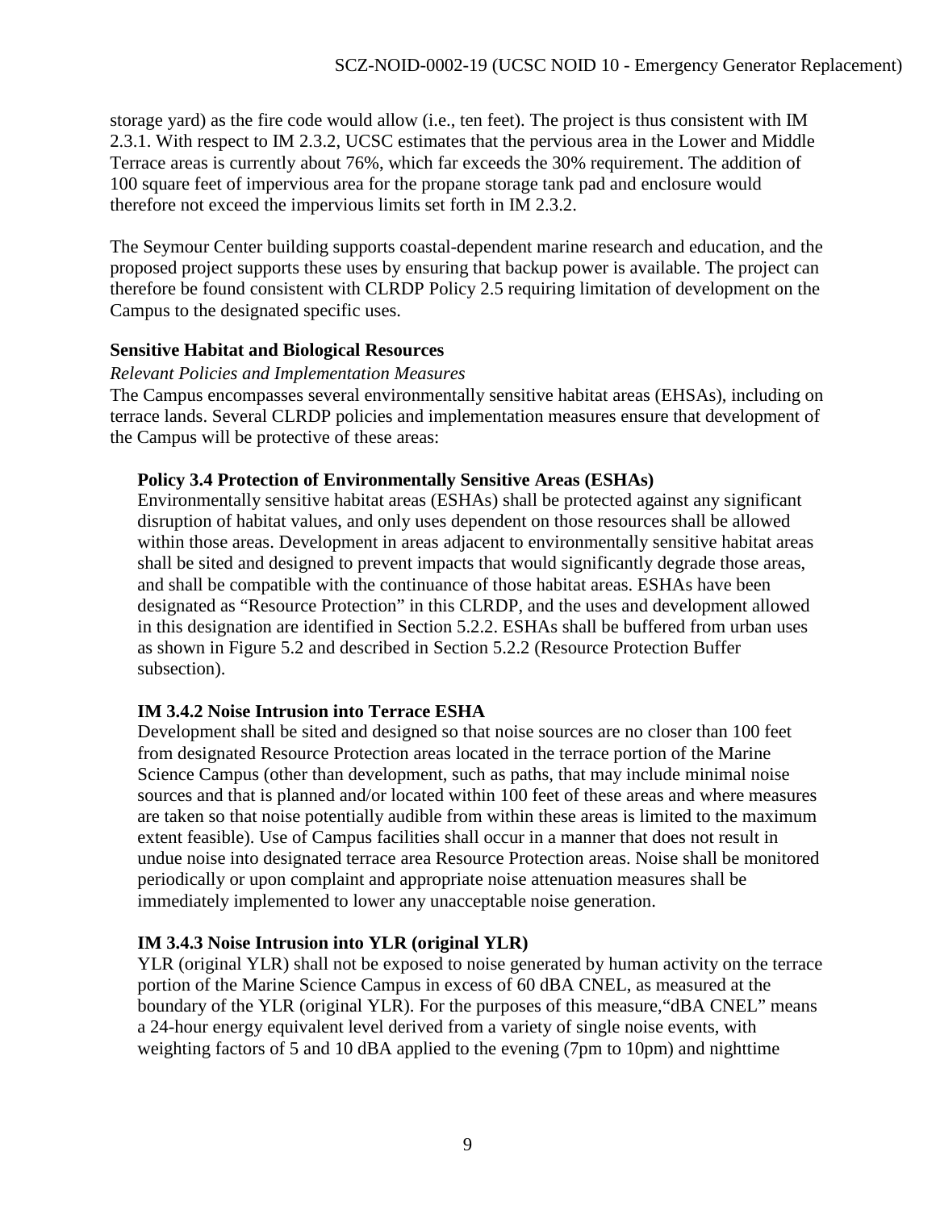storage yard) as the fire code would allow (i.e., ten feet). The project is thus consistent with IM 2.3.1. With respect to IM 2.3.2, UCSC estimates that the pervious area in the Lower and Middle Terrace areas is currently about 76%, which far exceeds the 30% requirement. The addition of 100 square feet of impervious area for the propane storage tank pad and enclosure would therefore not exceed the impervious limits set forth in IM 2.3.2.

The Seymour Center building supports coastal-dependent marine research and education, and the proposed project supports these uses by ensuring that backup power is available. The project can therefore be found consistent with CLRDP Policy 2.5 requiring limitation of development on the Campus to the designated specific uses.

**Sensitive Habitat and Biological Resources**

*Relevant Policies and Implementation Measures*

The Campus encompasses several environmentally sensitive habitat areas (EHSAs), including on terrace lands. Several CLRDP policies and implementation measures ensure that development of the Campus will be protective of these areas:

> **Policy 3.4 Protection of Environmentally Sensitive Areas (ESHAs)**
> Environmentally sensitive habitat areas (ESHAs) shall be protected against any significant disruption of habitat values, and only uses dependent on those resources shall be allowed within those areas. Development in areas adjacent to environmentally sensitive habitat areas shall be sited and designed to prevent impacts that would significantly degrade those areas, and shall be compatible with the continuance of those habitat areas. ESHAs have been designated as "Resource Protection" in this CLRDP, and the uses and development allowed in this designation are identified in Section 5.2.2. ESHAs shall be buffered from urban uses as shown in Figure 5.2 and described in Section 5.2.2 (Resource Protection Buffer subsection).
>
> **IM 3.4.2 Noise Intrusion into Terrace ESHA**
> Development shall be sited and designed so that noise sources are no closer than 100 feet from designated Resource Protection areas located in the terrace portion of the Marine Science Campus (other than development, such as paths, that may include minimal noise sources and that is planned and/or located within 100 feet of these areas and where measures are taken so that noise potentially audible from within these areas is limited to the maximum extent feasible). Use of Campus facilities shall occur in a manner that does not result in undue noise into designated terrace area Resource Protection areas. Noise shall be monitored periodically or upon complaint and appropriate noise attenuation measures shall be immediately implemented to lower any unacceptable noise generation.
>
> **IM 3.4.3 Noise Intrusion into YLR (original YLR)**
> YLR (original YLR) shall not be exposed to noise generated by human activity on the terrace portion of the Marine Science Campus in excess of 60 dBA CNEL, as measured at the boundary of the YLR (original YLR). For the purposes of this measure,"dBA CNEL" means a 24-hour energy equivalent level derived from a variety of single noise events, with weighting factors of 5 and 10 dBA applied to the evening (7pm to 10pm) and nighttime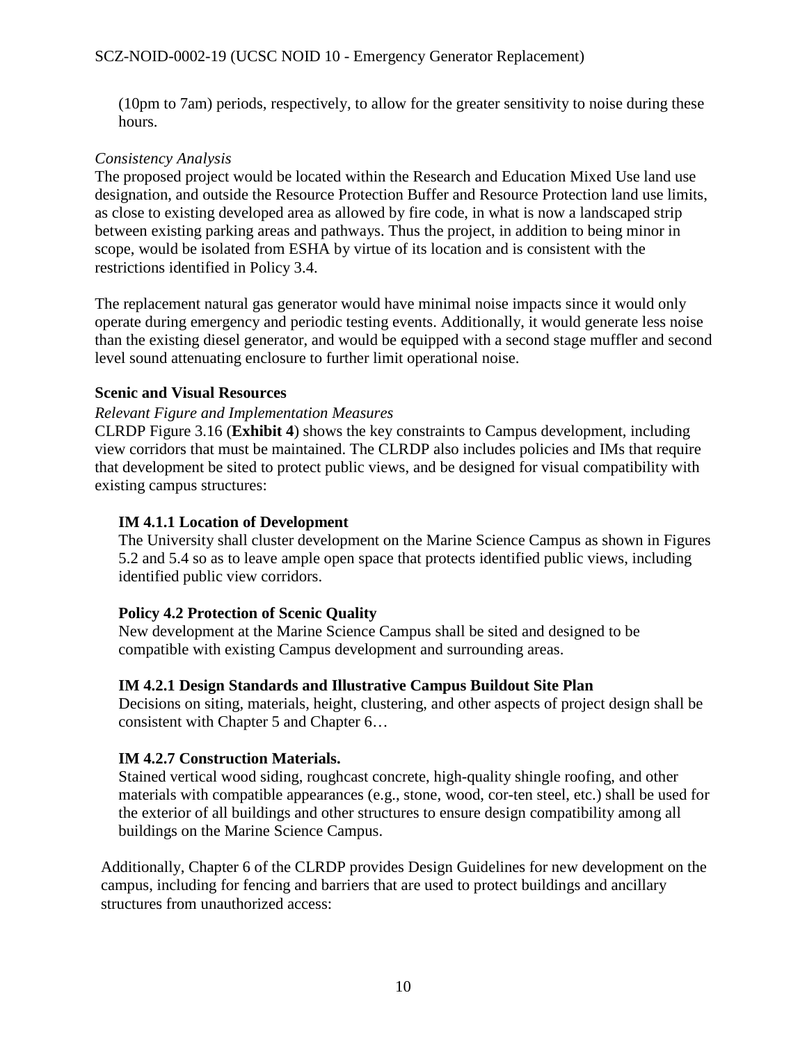(10pm to 7am) periods, respectively, to allow for the greater sensitivity to noise during these hours.

*Consistency Analysis*

The proposed project would be located within the Research and Education Mixed Use land use designation, and outside the Resource Protection Buffer and Resource Protection land use limits, as close to existing developed area as allowed by fire code, in what is now a landscaped strip between existing parking areas and pathways. Thus the project, in addition to being minor in scope, would be isolated from ESHA by virtue of its location and is consistent with the restrictions identified in Policy 3.4.

The replacement natural gas generator would have minimal noise impacts since it would only operate during emergency and periodic testing events. Additionally, it would generate less noise than the existing diesel generator, and would be equipped with a second stage muffler and second level sound attenuating enclosure to further limit operational noise.

**Scenic and Visual Resources**

*Relevant Figure and Implementation Measures*

CLRDP Figure 3.16 (**Exhibit 4**) shows the key constraints to Campus development, including view corridors that must be maintained. The CLRDP also includes policies and IMs that require that development be sited to protect public views, and be designed for visual compatibility with existing campus structures:

> **IM 4.1.1 Location of Development**
> The University shall cluster development on the Marine Science Campus as shown in Figures 5.2 and 5.4 so as to leave ample open space that protects identified public views, including identified public view corridors.
>
> **Policy 4.2 Protection of Scenic Quality**
> New development at the Marine Science Campus shall be sited and designed to be compatible with existing Campus development and surrounding areas.
>
> **IM 4.2.1 Design Standards and Illustrative Campus Buildout Site Plan**
> Decisions on siting, materials, height, clustering, and other aspects of project design shall be consistent with Chapter 5 and Chapter 6…
>
> **IM 4.2.7 Construction Materials.**
> Stained vertical wood siding, roughcast concrete, high-quality shingle roofing, and other materials with compatible appearances (e.g., stone, wood, cor-ten steel, etc.) shall be used for the exterior of all buildings and other structures to ensure design compatibility among all buildings on the Marine Science Campus.

Additionally, Chapter 6 of the CLRDP provides Design Guidelines for new development on the campus, including for fencing and barriers that are used to protect buildings and ancillary structures from unauthorized access: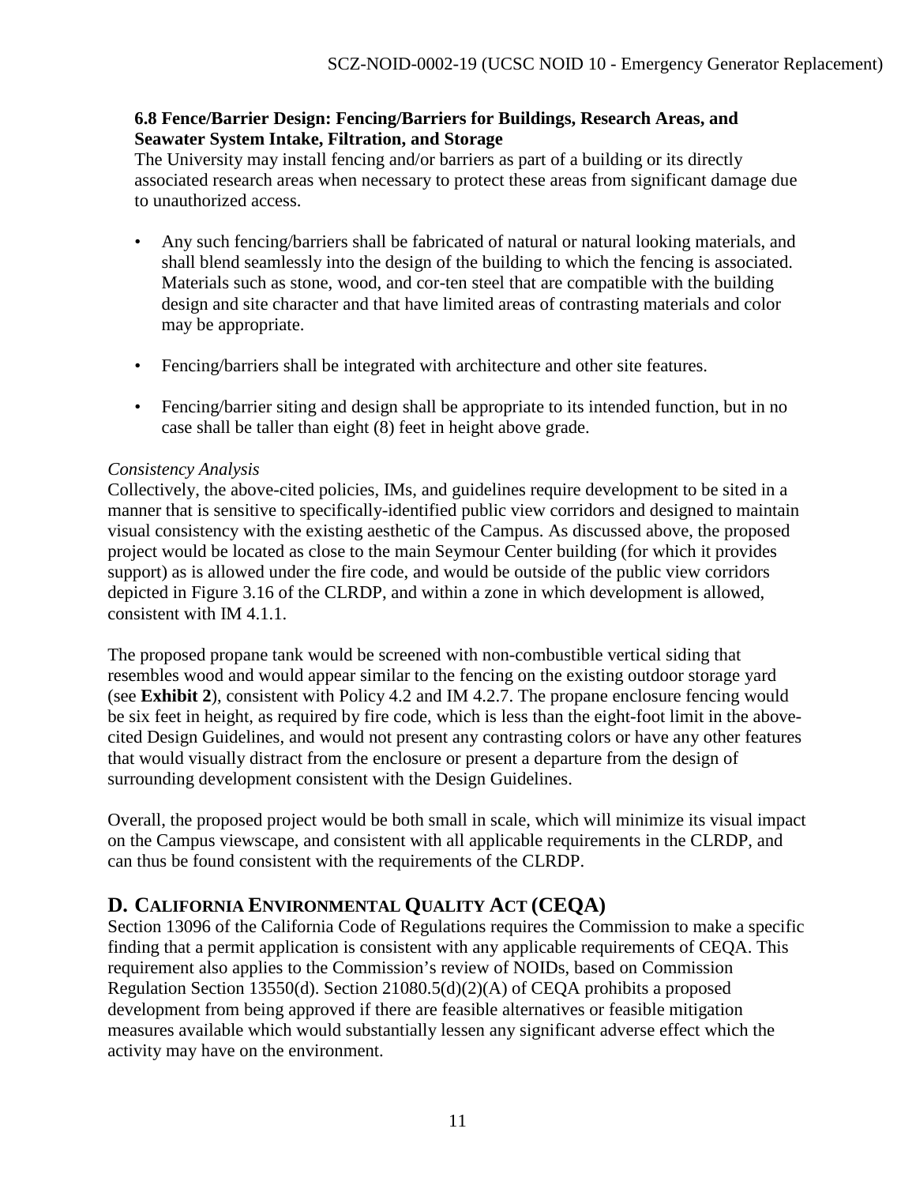**6.8 Fence/Barrier Design: Fencing/Barriers for Buildings, Research Areas, and Seawater System Intake, Filtration, and Storage**

The University may install fencing and/or barriers as part of a building or its directly associated research areas when necessary to protect these areas from significant damage due to unauthorized access.

- Any such fencing/barriers shall be fabricated of natural or natural looking materials, and shall blend seamlessly into the design of the building to which the fencing is associated. Materials such as stone, wood, and cor-ten steel that are compatible with the building design and site character and that have limited areas of contrasting materials and color may be appropriate.
- Fencing/barriers shall be integrated with architecture and other site features.
- Fencing/barrier siting and design shall be appropriate to its intended function, but in no case shall be taller than eight (8) feet in height above grade.

*Consistency Analysis*

Collectively, the above-cited policies, IMs, and guidelines require development to be sited in a manner that is sensitive to specifically-identified public view corridors and designed to maintain visual consistency with the existing aesthetic of the Campus. As discussed above, the proposed project would be located as close to the main Seymour Center building (for which it provides support) as is allowed under the fire code, and would be outside of the public view corridors depicted in Figure 3.16 of the CLRDP, and within a zone in which development is allowed, consistent with IM 4.1.1.

The proposed propane tank would be screened with non-combustible vertical siding that resembles wood and would appear similar to the fencing on the existing outdoor storage yard (see **Exhibit 2**), consistent with Policy 4.2 and IM 4.2.7. The propane enclosure fencing would be six feet in height, as required by fire code, which is less than the eight-foot limit in the above-cited Design Guidelines, and would not present any contrasting colors or have any other features that would visually distract from the enclosure or present a departure from the design of surrounding development consistent with the Design Guidelines.

Overall, the proposed project would be both small in scale, which will minimize its visual impact on the Campus viewscape, and consistent with all applicable requirements in the CLRDP, and can thus be found consistent with the requirements of the CLRDP.

## D. California Environmental Quality Act (CEQA)

Section 13096 of the California Code of Regulations requires the Commission to make a specific finding that a permit application is consistent with any applicable requirements of CEQA. This requirement also applies to the Commission's review of NOIDs, based on Commission Regulation Section 13550(d). Section 21080.5(d)(2)(A) of CEQA prohibits a proposed development from being approved if there are feasible alternatives or feasible mitigation measures available which would substantially lessen any significant adverse effect which the activity may have on the environment.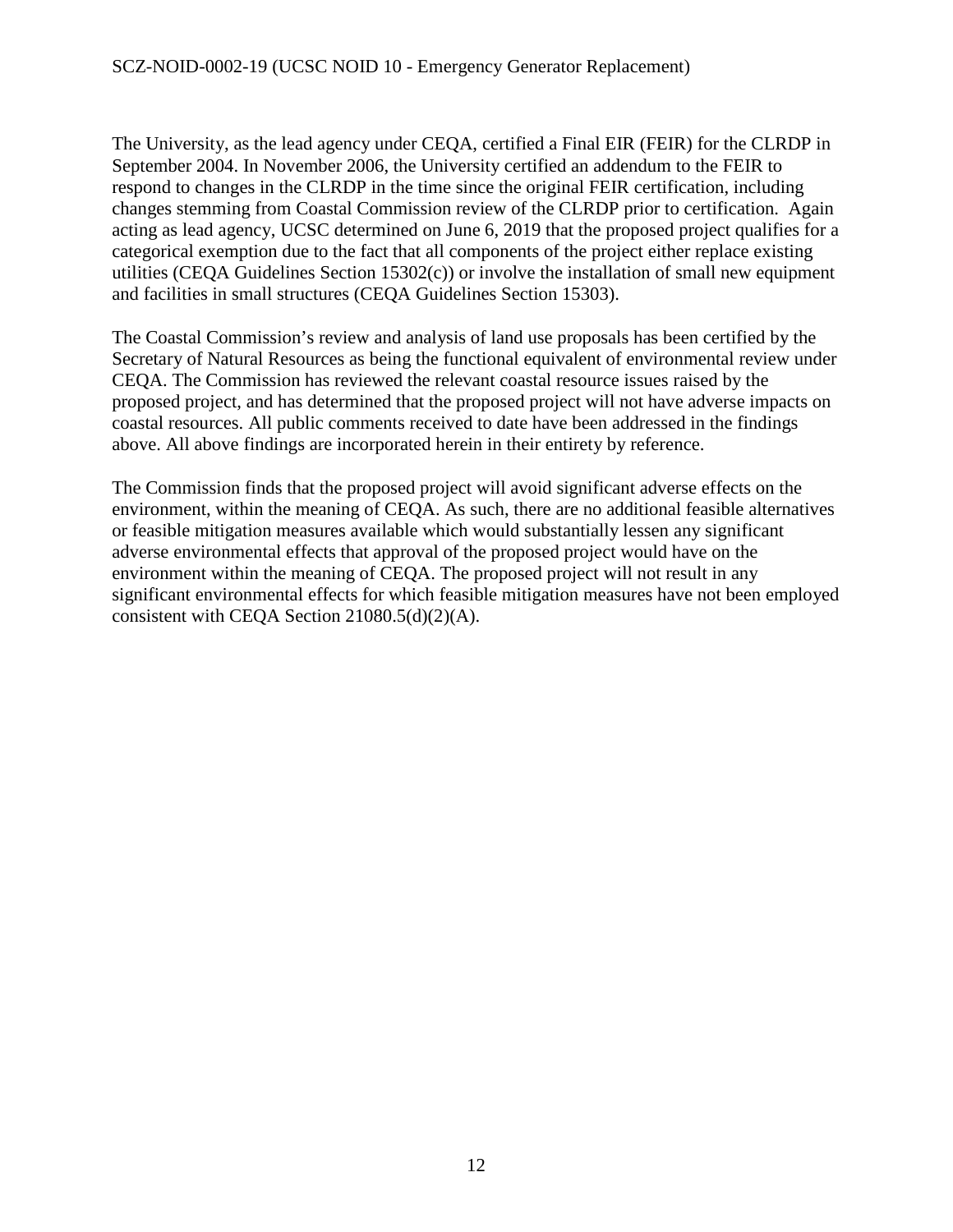The University, as the lead agency under CEQA, certified a Final EIR (FEIR) for the CLRDP in September 2004. In November 2006, the University certified an addendum to the FEIR to respond to changes in the CLRDP in the time since the original FEIR certification, including changes stemming from Coastal Commission review of the CLRDP prior to certification. Again acting as lead agency, UCSC determined on June 6, 2019 that the proposed project qualifies for a categorical exemption due to the fact that all components of the project either replace existing utilities (CEQA Guidelines Section 15302(c)) or involve the installation of small new equipment and facilities in small structures (CEQA Guidelines Section 15303).

The Coastal Commission's review and analysis of land use proposals has been certified by the Secretary of Natural Resources as being the functional equivalent of environmental review under CEQA. The Commission has reviewed the relevant coastal resource issues raised by the proposed project, and has determined that the proposed project will not have adverse impacts on coastal resources. All public comments received to date have been addressed in the findings above. All above findings are incorporated herein in their entirety by reference.

The Commission finds that the proposed project will avoid significant adverse effects on the environment, within the meaning of CEQA. As such, there are no additional feasible alternatives or feasible mitigation measures available which would substantially lessen any significant adverse environmental effects that approval of the proposed project would have on the environment within the meaning of CEQA. The proposed project will not result in any significant environmental effects for which feasible mitigation measures have not been employed consistent with CEQA Section 21080.5(d)(2)(A).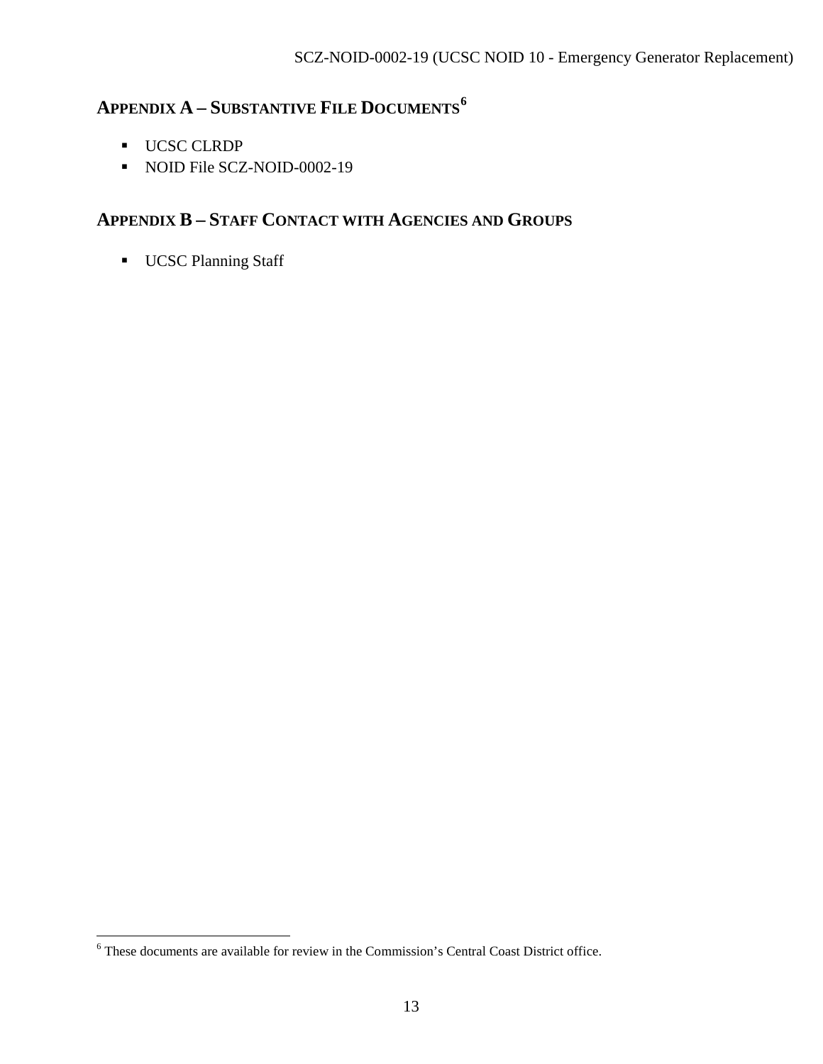## Appendix A – Substantive File Documents[6]

- UCSC CLRDP
- NOID File SCZ-NOID-0002-19

## Appendix B – Staff Contact with Agencies and Groups

- UCSC Planning Staff

[6] These documents are available for review in the Commission's Central Coast District office.